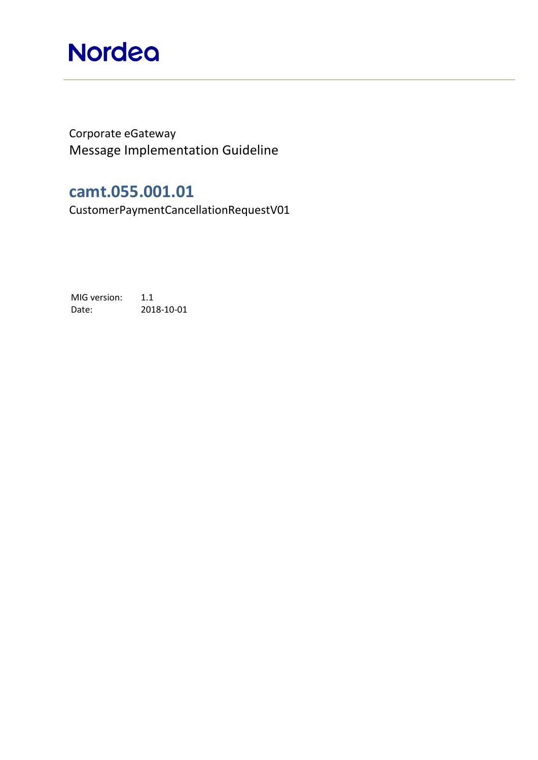Nordea

Corporate eGateway

Message Implementation Guideline

# camt.055.001.01

CustomerPaymentCancellationRequestV01

MIG version: 1.1

Date: 2018-10-01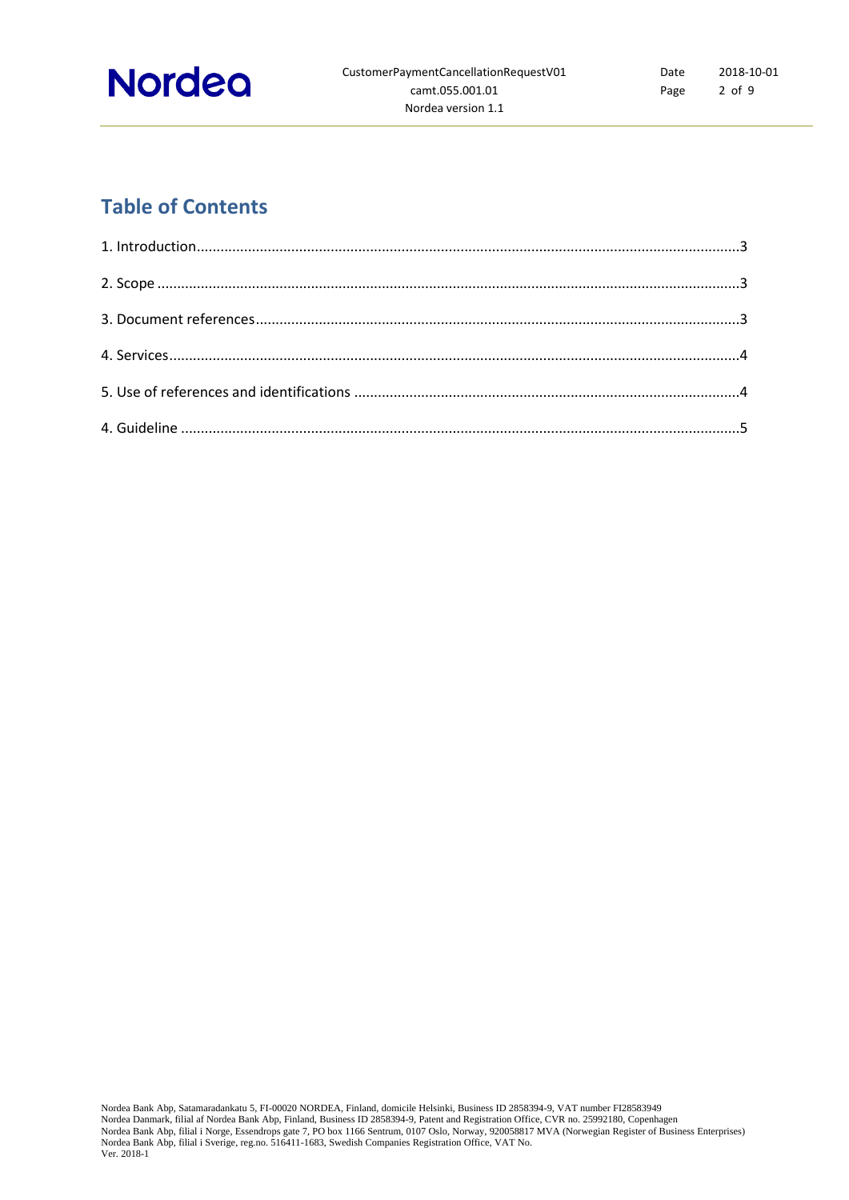# Table of Contents

1. Introduction......................................................................................................................................3

2. Scope ...............................................................................................................................................3

3. Document references........................................................................................................................3

4. Services.............................................................................................................................................4

5. Use of references and identifications ...............................................................................................4

4. Guideline ..........................................................................................................................................5

Nordea Bank Abp, Satamaradankatu 5, FI-00020 NORDEA, Finland, domicile Helsinki, Business ID 2858394-9, VAT number FI28583949
Nordea Danmark, filial af Nordea Bank Abp, Finland, Business ID 2858394-9, Patent and Registration Office, CVR no. 25992180, Copenhagen
Nordea Bank Abp, filial i Norge, Essendrops gate 7, PO box 1166 Sentrum, 0107 Oslo, Norway, 920058817 MVA (Norwegian Register of Business Enterprises)
Nordea Bank Abp, filial i Sverige, reg.no. 516411-1683, Swedish Companies Registration Office, VAT No.
Ver. 2018-1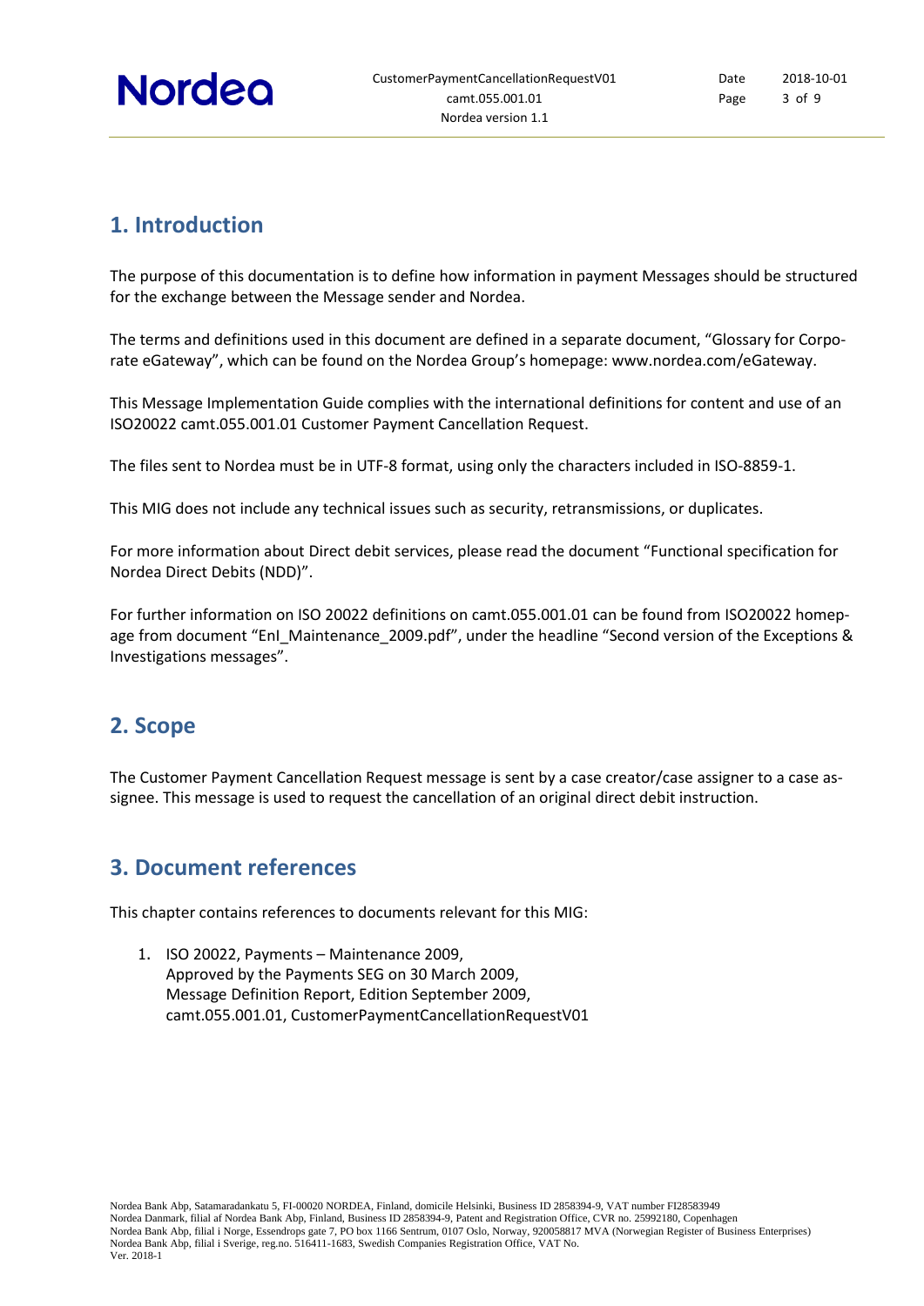## 1. Introduction

The purpose of this documentation is to define how information in payment Messages should be structured for the exchange between the Message sender and Nordea.

The terms and definitions used in this document are defined in a separate document, "Glossary for Corporate eGateway", which can be found on the Nordea Group's homepage: www.nordea.com/eGateway.

This Message Implementation Guide complies with the international definitions for content and use of an ISO20022 camt.055.001.01 Customer Payment Cancellation Request.

The files sent to Nordea must be in UTF-8 format, using only the characters included in ISO-8859-1.

This MIG does not include any technical issues such as security, retransmissions, or duplicates.

For more information about Direct debit services, please read the document "Functional specification for Nordea Direct Debits (NDD)".

For further information on ISO 20022 definitions on camt.055.001.01 can be found from ISO20022 homepage from document "EnI_Maintenance_2009.pdf", under the headline "Second version of the Exceptions & Investigations messages".

## 2. Scope

The Customer Payment Cancellation Request message is sent by a case creator/case assigner to a case assignee. This message is used to request the cancellation of an original direct debit instruction.

## 3. Document references

This chapter contains references to documents relevant for this MIG:

1. ISO 20022, Payments – Maintenance 2009,
   Approved by the Payments SEG on 30 March 2009,
   Message Definition Report, Edition September 2009,
   camt.055.001.01, CustomerPaymentCancellationRequestV01

Nordea Bank Abp, Satamaradankatu 5, FI-00020 NORDEA, Finland, domicile Helsinki, Business ID 2858394-9, VAT number FI28583949
Nordea Danmark, filial af Nordea Bank Abp, Finland, Business ID 2858394-9, Patent and Registration Office, CVR no. 25992180, Copenhagen
Nordea Bank Abp, filial i Norge, Essendrops gate 7, PO box 1166 Sentrum, 0107 Oslo, Norway, 920058817 MVA (Norwegian Register of Business Enterprises)
Nordea Bank Abp, filial i Sverige, reg.no. 516411-1683, Swedish Companies Registration Office, VAT No.
Ver. 2018-1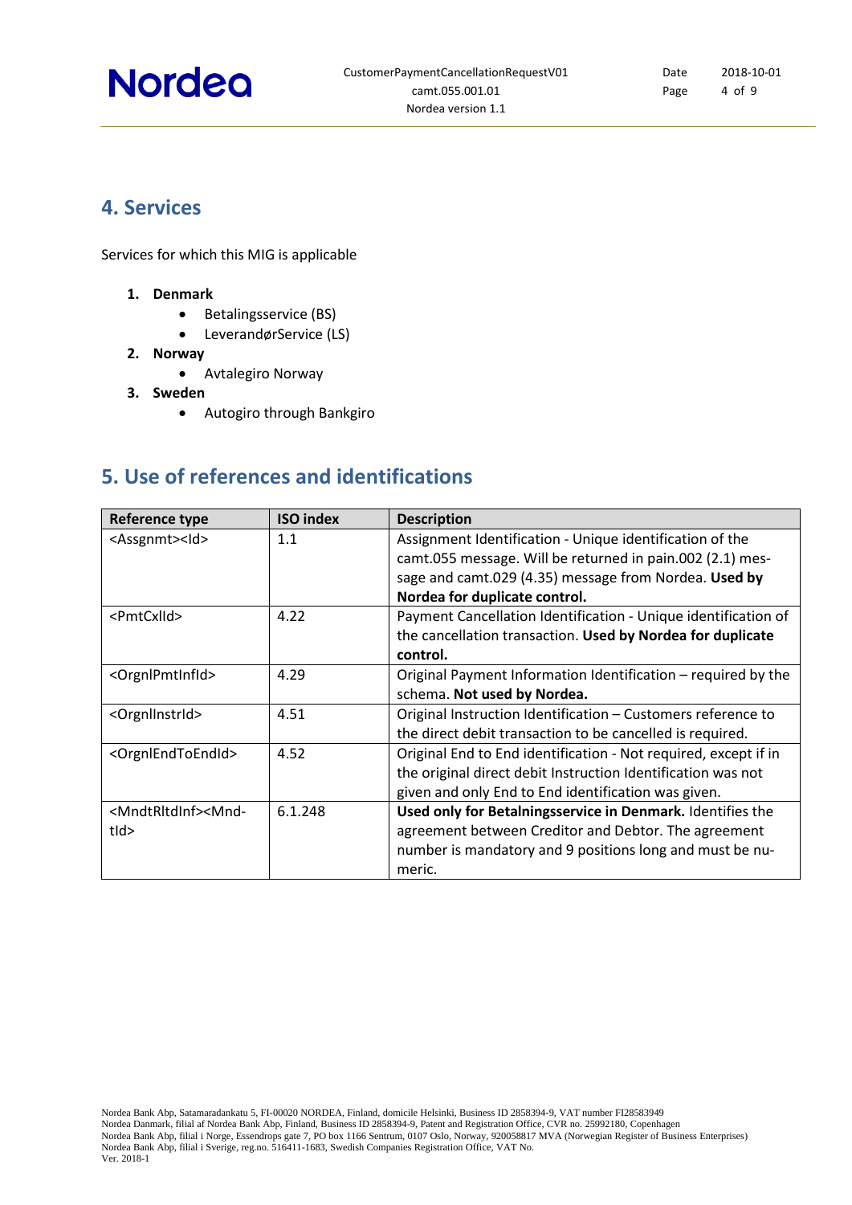## 4. Services

Services for which this MIG is applicable

1. **Denmark**
    - Betalingsservice (BS)
    - LeverandørService (LS)
2. **Norway**
    - Avtalegiro Norway
3. **Sweden**
    - Autogiro through Bankgiro

## 5. Use of references and identifications

| Reference type | ISO index | Description |
|---|---|---|
| <Assgnmt><Id> | 1.1 | Assignment Identification - Unique identification of the camt.055 message. Will be returned in pain.002 (2.1) message and camt.029 (4.35) message from Nordea. **Used by Nordea for duplicate control.** |
| <PmtCxlId> | 4.22 | Payment Cancellation Identification - Unique identification of the cancellation transaction. **Used by Nordea for duplicate control.** |
| <OrgnlPmtInfId> | 4.29 | Original Payment Information Identification – required by the schema. **Not used by Nordea.** |
| <OrgnlInstrId> | 4.51 | Original Instruction Identification – Customers reference to the direct debit transaction to be cancelled is required. |
| <OrgnlEndToEndId> | 4.52 | Original End to End identification - Not required, except if in the original direct debit Instruction Identification was not given and only End to End identification was given. |
| <MndtRltdInf><MndtId> | 6.1.248 | **Used only for Betalningsservice in Denmark.** Identifies the agreement between Creditor and Debtor. The agreement number is mandatory and 9 positions long and must be numeric. |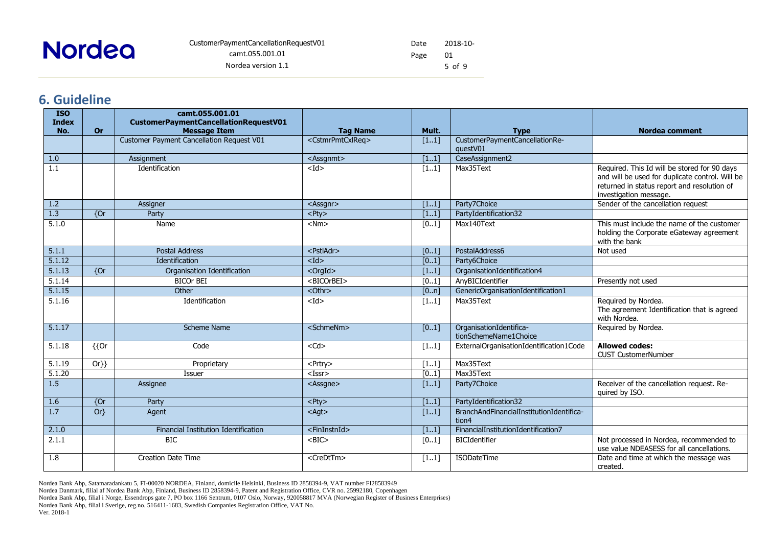## 6. Guideline

| ISO Index No. | Or | camt.055.001.01 CustomerPaymentCancellationRequestV01 Message Item | Tag Name | Mult. | Type | Nordea comment |
|---|---|---|---|---|---|---|
| | | Customer Payment Cancellation Request V01 | <CstmrPmtCxlReq> | [1..1] | CustomerPaymentCancellationRequestV01 | |
| 1.0 | | Assignment | <Assgnmt> | [1..1] | CaseAssignment2 | |
| 1.1 | | Identification | <Id> | [1..1] | Max35Text | Required. This Id will be stored for 90 days and will be used for duplicate control. Will be returned in status report and resolution of investigation message. |
| 1.2 | | Assigner | <Assgnr> | [1..1] | Party7Choice | Sender of the cancellation request |
| 1.3 | {Or | Party | <Pty> | [1..1] | PartyIdentification32 | |
| 5.1.0 | | Name | <Nm> | [0..1] | Max140Text | This must include the name of the customer holding the Corporate eGateway agreement with the bank |
| 5.1.1 | | Postal Address | <PstlAdr> | [0..1] | PostalAddress6 | Not used |
| 5.1.12 | | Identification | <Id> | [0..1] | Party6Choice | |
| 5.1.13 | {Or | Organisation Identification | <OrgId> | [1..1] | OrganisationIdentification4 | |
| 5.1.14 | | BICOr BEI | <BICOrBEI> | [0..1] | AnyBICIdentifier | Presently not used |
| 5.1.15 | | Other | <Othr> | [0..n] | GenericOrganisationIdentification1 | |
| 5.1.16 | | Identification | <Id> | [1..1] | Max35Text | Required by Nordea. The agreement Identification that is agreed with Nordea. |
| 5.1.17 | | Scheme Name | <SchmeNm> | [0..1] | OrganisationIdentificationSchemeName1Choice | Required by Nordea. |
| 5.1.18 | {{Or | Code | <Cd> | [1..1] | ExternalOrganisationIdentification1Code | **Allowed codes:** CUST CustomerNumber |
| 5.1.19 | Or}} | Proprietary | <Prtry> | [1..1] | Max35Text | |
| 5.1.20 | | Issuer | <Issr> | [0..1] | Max35Text | |
| 1.5 | | Assignee | <Assgne> | [1..1] | Party7Choice | Receiver of the cancellation request. Required by ISO. |
| 1.6 | {Or | Party | <Pty> | [1..1] | PartyIdentification32 | |
| 1.7 | Or} | Agent | <Agt> | [1..1] | BranchAndFinancialInstitutionIdentification4 | |
| 2.1.0 | | Financial Institution Identification | <FinInstnId> | [1..1] | FinancialInstitutionIdentification7 | |
| 2.1.1 | | BIC | <BIC> | [0..1] | BICIdentifier | Not processed in Nordea, recommended to use value NDEASESS for all cancellations. |
| 1.8 | | Creation Date Time | <CreDtTm> | [1..1] | ISODateTime | Date and time at which the message was created. |

Nordea Bank Abp, Satamaradankatu 5, FI-00020 NORDEA, Finland, domicile Helsinki, Business ID 2858394-9, VAT number FI28583949
Nordea Danmark, filial af Nordea Bank Abp, Finland, Business ID 2858394-9, Patent and Registration Office, CVR no. 25992180, Copenhagen
Nordea Bank Abp, filial i Norge, Essendrops gate 7, PO box 1166 Sentrum, 0107 Oslo, Norway, 920058817 MVA (Norwegian Register of Business Enterprises)
Nordea Bank Abp, filial i Sverige, reg.no. 516411-1683, Swedish Companies Registration Office, VAT No.
Ver. 2018-1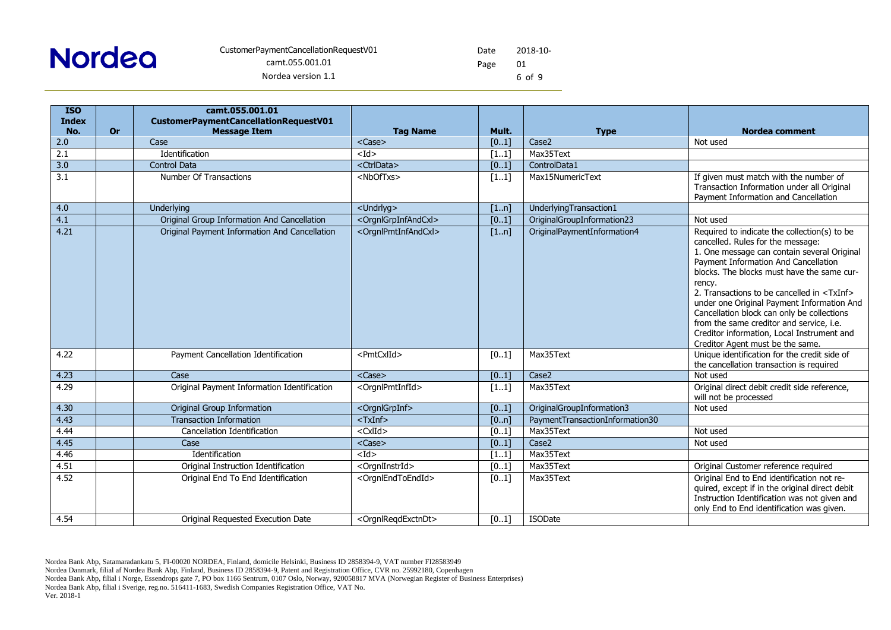| ISO Index No. | Or | camt.055.001.01 CustomerPaymentCancellationRequestV01 Message Item | Tag Name | Mult. | Type | Nordea comment |
|---|---|---|---|---|---|---|
| 2.0 | | Case | <Case> | [0..1] | Case2 | Not used |
| 2.1 | | Identification | <Id> | [1..1] | Max35Text | |
| 3.0 | | Control Data | <CtrlData> | [0..1] | ControlData1 | |
| 3.1 | | Number Of Transactions | <NbOfTxs> | [1..1] | Max15NumericText | If given must match with the number of Transaction Information under all Original Payment Information and Cancellation |
| 4.0 | | Underlying | <Undrlyg> | [1..n] | UnderlyingTransaction1 | |
| 4.1 | | Original Group Information And Cancellation | <OrgnlGrpInfAndCxl> | [0..1] | OriginalGroupInformation23 | Not used |
| 4.21 | | Original Payment Information And Cancellation | <OrgnlPmtInfAndCxl> | [1..n] | OriginalPaymentInformation4 | Required to indicate the collection(s) to be cancelled. Rules for the message: 1. One message can contain several Original Payment Information And Cancellation blocks. The blocks must have the same currency. 2. Transactions to be cancelled in <TxInf> under one Original Payment Information And Cancellation block can only be collections from the same creditor and service, i.e. Creditor information, Local Instrument and Creditor Agent must be the same. |
| 4.22 | | Payment Cancellation Identification | <PmtCxlId> | [0..1] | Max35Text | Unique identification for the credit side of the cancellation transaction is required |
| 4.23 | | Case | <Case> | [0..1] | Case2 | Not used |
| 4.29 | | Original Payment Information Identification | <OrgnlPmtInfId> | [1..1] | Max35Text | Original direct debit credit side reference, will not be processed |
| 4.30 | | Original Group Information | <OrgnlGrpInf> | [0..1] | OriginalGroupInformation3 | Not used |
| 4.43 | | Transaction Information | <TxInf> | [0..n] | PaymentTransactionInformation30 | |
| 4.44 | | Cancellation Identification | <CxlId> | [0..1] | Max35Text | Not used |
| 4.45 | | Case | <Case> | [0..1] | Case2 | Not used |
| 4.46 | | Identification | <Id> | [1..1] | Max35Text | |
| 4.51 | | Original Instruction Identification | <OrgnlInstrId> | [0..1] | Max35Text | Original Customer reference required |
| 4.52 | | Original End To End Identification | <OrgnlEndToEndId> | [0..1] | Max35Text | Original End to End identification not required, except if in the original direct debit Instruction Identification was not given and only End to End identification was given. |
| 4.54 | | Original Requested Execution Date | <OrgnlReqdExctnDt> | [0..1] | ISODate | |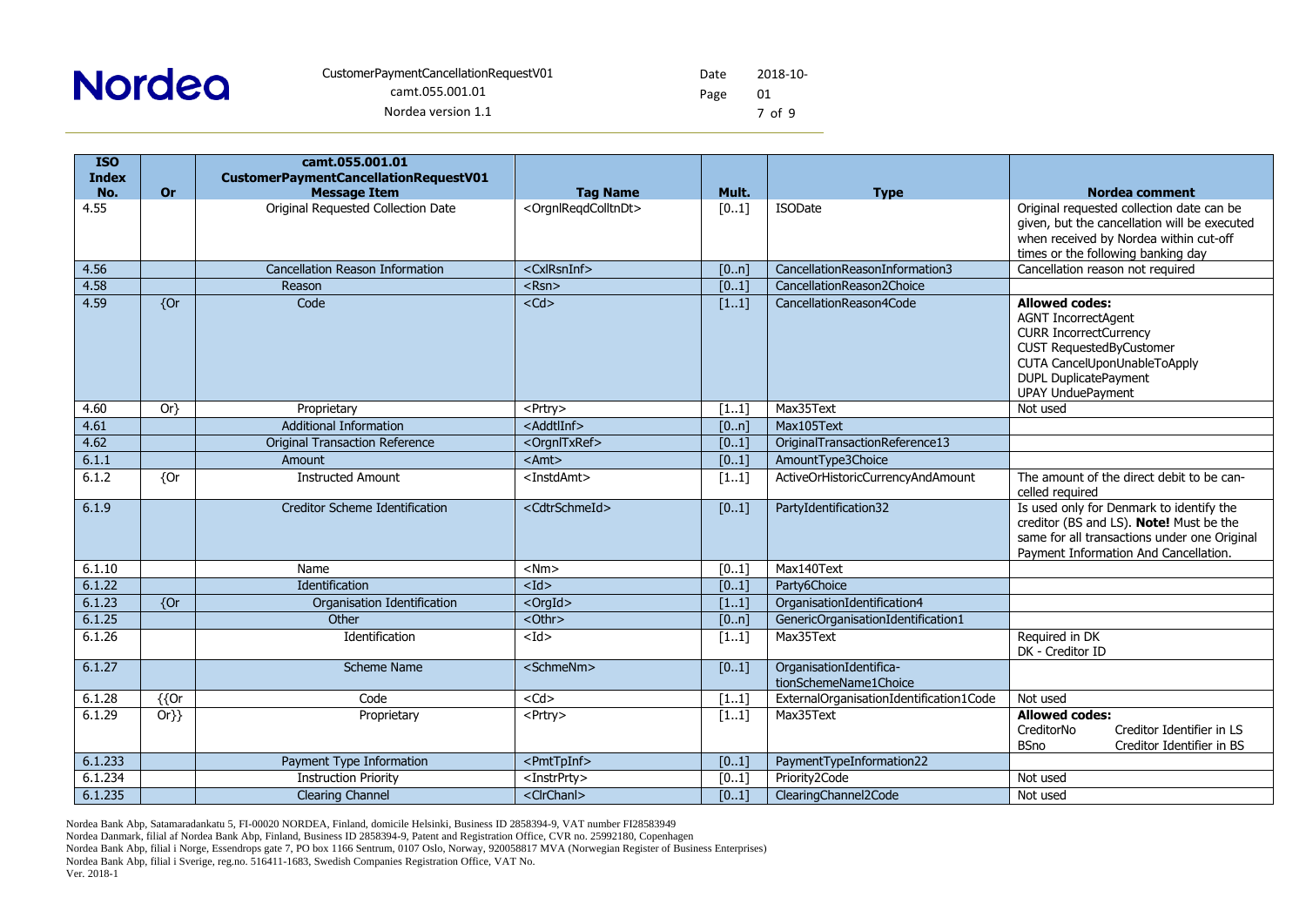| ISO Index No. | Or | camt.055.001.01 CustomerPaymentCancellationRequestV01 Message Item | Tag Name | Mult. | Type | Nordea comment |
|---|---|---|---|---|---|---|
| 4.55 | | Original Requested Collection Date | <OrgnlReqdColltnDt> | [0..1] | ISODate | Original requested collection date can be given, but the cancellation will be executed when received by Nordea within cut-off times or the following banking day |
| 4.56 | | Cancellation Reason Information | <CxlRsnInf> | [0..n] | CancellationReasonInformation3 | Cancellation reason not required |
| 4.58 | | Reason | <Rsn> | [0..1] | CancellationReason2Choice | |
| 4.59 | {Or | Code | <Cd> | [1..1] | CancellationReason4Code | **Allowed codes:**<br>AGNT IncorrectAgent<br>CURR IncorrectCurrency<br>CUST RequestedByCustomer<br>CUTA CancelUponUnableToApply<br>DUPL DuplicatePayment<br>UPAY UnduePayment |
| 4.60 | Or} | Proprietary | <Prtry> | [1..1] | Max35Text | Not used |
| 4.61 | | Additional Information | <AddtlInf> | [0..n] | Max105Text | |
| 4.62 | | Original Transaction Reference | <OrgnlTxRef> | [0..1] | OriginalTransactionReference13 | |
| 6.1.1 | | Amount | <Amt> | [0..1] | AmountType3Choice | |
| 6.1.2 | {Or | Instructed Amount | <InstdAmt> | [1..1] | ActiveOrHistoricCurrencyAndAmount | The amount of the direct debit to be can-celled required |
| 6.1.9 | | Creditor Scheme Identification | <CdtrSchmeId> | [0..1] | PartyIdentification32 | Is used only for Denmark to identify the creditor (BS and LS). **Note!** Must be the same for all transactions under one Original Payment Information And Cancellation. |
| 6.1.10 | | Name | <Nm> | [0..1] | Max140Text | |
| 6.1.22 | | Identification | <Id> | [0..1] | Party6Choice | |
| 6.1.23 | {Or | Organisation Identification | <OrgId> | [1..1] | OrganisationIdentification4 | |
| 6.1.25 | | Other | <Othr> | [0..n] | GenericOrganisationIdentification1 | |
| 6.1.26 | | Identification | <Id> | [1..1] | Max35Text | Required in DK<br>DK - Creditor ID |
| 6.1.27 | | Scheme Name | <SchmeNm> | [0..1] | OrganisationIdentifica-tionSchemeName1Choice | |
| 6.1.28 | {{Or | Code | <Cd> | [1..1] | ExternalOrganisationIdentification1Code | Not used |
| 6.1.29 | Or}} | Proprietary | <Prtry> | [1..1] | Max35Text | **Allowed codes:**<br>CreditorNo Creditor Identifier in LS<br>BSno Creditor Identifier in BS |
| 6.1.233 | | Payment Type Information | <PmtTpInf> | [0..1] | PaymentTypeInformation22 | |
| 6.1.234 | | Instruction Priority | <InstrPrty> | [0..1] | Priority2Code | Not used |
| 6.1.235 | | Clearing Channel | <ClrChanl> | [0..1] | ClearingChannel2Code | Not used |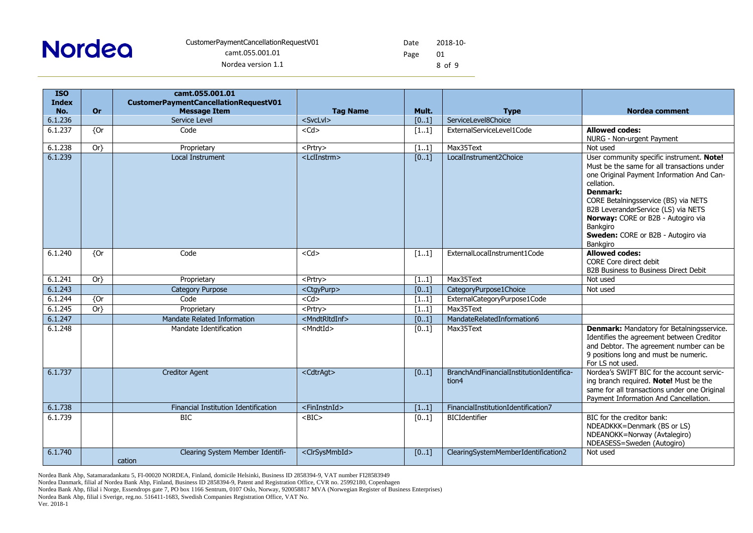| ISO Index No. | Or | camt.055.001.01 CustomerPaymentCancellationRequestV01 Message Item | Tag Name | Mult. | Type | Nordea comment |
|---|---|---|---|---|---|---|
| 6.1.236 | | Service Level | <SvcLvl> | [0..1] | ServiceLevel8Choice | |
| 6.1.237 | {Or | Code | <Cd> | [1..1] | ExternalServiceLevel1Code | **Allowed codes:** NURG - Non-urgent Payment |
| 6.1.238 | Or} | Proprietary | <Prtry> | [1..1] | Max35Text | Not used |
| 6.1.239 | | Local Instrument | <LclInstrm> | [0..1] | LocalInstrument2Choice | User community specific instrument. **Note!** Must be the same for all transactions under one Original Payment Information And Cancellation. **Denmark:** CORE Betalningsservice (BS) via NETS B2B LeverandørService (LS) via NETS **Norway:** CORE or B2B - Autogiro via Bankgiro **Sweden:** CORE or B2B - Autogiro via Bankgiro |
| 6.1.240 | {Or | Code | <Cd> | [1..1] | ExternalLocalInstrument1Code | **Allowed codes:** CORE Core direct debit B2B Business to Business Direct Debit |
| 6.1.241 | Or} | Proprietary | <Prtry> | [1..1] | Max35Text | Not used |
| 6.1.243 | | Category Purpose | <CtgyPurp> | [0..1] | CategoryPurpose1Choice | Not used |
| 6.1.244 | {Or | Code | <Cd> | [1..1] | ExternalCategoryPurpose1Code | |
| 6.1.245 | Or} | Proprietary | <Prtry> | [1..1] | Max35Text | |
| 6.1.247 | | Mandate Related Information | <MndtRltdInf> | [0..1] | MandateRelatedInformation6 | |
| 6.1.248 | | Mandate Identification | <MndtId> | [0..1] | Max35Text | **Denmark:** Mandatory for Betalningsservice. Identifies the agreement between Creditor and Debtor. The agreement number can be 9 positions long and must be numeric. For LS not used. |
| 6.1.737 | | Creditor Agent | <CdtrAgt> | [0..1] | BranchAndFinancialInstitutionIdentification4 | Nordea's SWIFT BIC for the account servicing branch required. **Note!** Must be the same for all transactions under one Original Payment Information And Cancellation. |
| 6.1.738 | | Financial Institution Identification | <FinInstnId> | [1..1] | FinancialInstitutionIdentification7 | |
| 6.1.739 | | BIC | <BIC> | [0..1] | BICIdentifier | BIC for the creditor bank: NDEADKKK=Denmark (BS or LS) NDEANOKK=Norway (Avtalegiro) NDEASESS=Sweden (Autogiro) |
| 6.1.740 | | Clearing System Member Identification | <ClrSysMmbId> | [0..1] | ClearingSystemMemberIdentification2 | Not used |

Nordea Bank Abp, Satamaradankatu 5, FI-00020 NORDEA, Finland, domicile Helsinki, Business ID 2858394-9, VAT number FI28583949
Nordea Danmark, filial af Nordea Bank Abp, Finland, Business ID 2858394-9, Patent and Registration Office, CVR no. 25992180, Copenhagen
Nordea Bank Abp, filial i Norge, Essendrops gate 7, PO box 1166 Sentrum, 0107 Oslo, Norway, 920058817 MVA (Norwegian Register of Business Enterprises)
Nordea Bank Abp, filial i Sverige, reg.no. 516411-1683, Swedish Companies Registration Office, VAT No.
Ver. 2018-1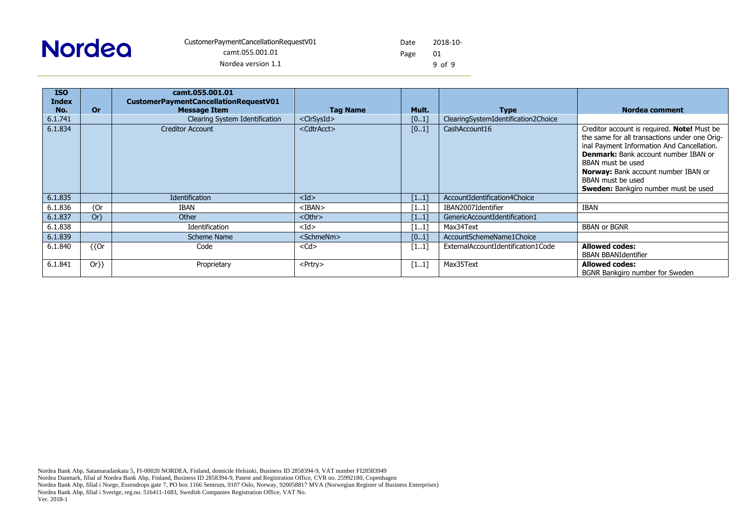| ISO Index No. | Or | camt.055.001.01 CustomerPaymentCancellationRequestV01 Message Item | Tag Name | Mult. | Type | Nordea comment |
|---|---|---|---|---|---|---|
| 6.1.741 | | Clearing System Identification | <ClrSysId> | [0..1] | ClearingSystemIdentification2Choice | |
| 6.1.834 | | Creditor Account | <CdtrAcct> | [0..1] | CashAccount16 | Creditor account is required. **Note!** Must be the same for all transactions under one Original Payment Information And Cancellation. **Denmark:** Bank account number IBAN or BBAN must be used **Norway:** Bank account number IBAN or BBAN must be used **Sweden:** Bankgiro number must be used |
| 6.1.835 | | Identification | <Id> | [1..1] | AccountIdentification4Choice | |
| 6.1.836 | {Or | IBAN | <IBAN> | [1..1] | IBAN2007Identifier | IBAN |
| 6.1.837 | Or} | Other | <Othr> | [1..1] | GenericAccountIdentification1 | |
| 6.1.838 | | Identification | <Id> | [1..1] | Max34Text | BBAN or BGNR |
| 6.1.839 | | Scheme Name | <SchmeNm> | [0..1] | AccountSchemeName1Choice | |
| 6.1.840 | {{Or | Code | <Cd> | [1..1] | ExternalAccountIdentification1Code | **Allowed codes:** BBAN BBANIdentifier |
| 6.1.841 | Or}} | Proprietary | <Prtry> | [1..1] | Max35Text | **Allowed codes:** BGNR Bankgiro number for Sweden |

Nordea Bank Abp, Satamaradankatu 5, FI-00020 NORDEA, Finland, domicile Helsinki, Business ID 2858394-9, VAT number FI28583949
Nordea Danmark, filial af Nordea Bank Abp, Finland, Business ID 2858394-9, Patent and Registration Office, CVR no. 25992180, Copenhagen
Nordea Bank Abp, filial i Norge, Essendrops gate 7, PO box 1166 Sentrum, 0107 Oslo, Norway, 920058817 MVA (Norwegian Register of Business Enterprises)
Nordea Bank Abp, filial i Sverige, reg.no. 516411-1683, Swedish Companies Registration Office, VAT No.
Ver. 2018-1